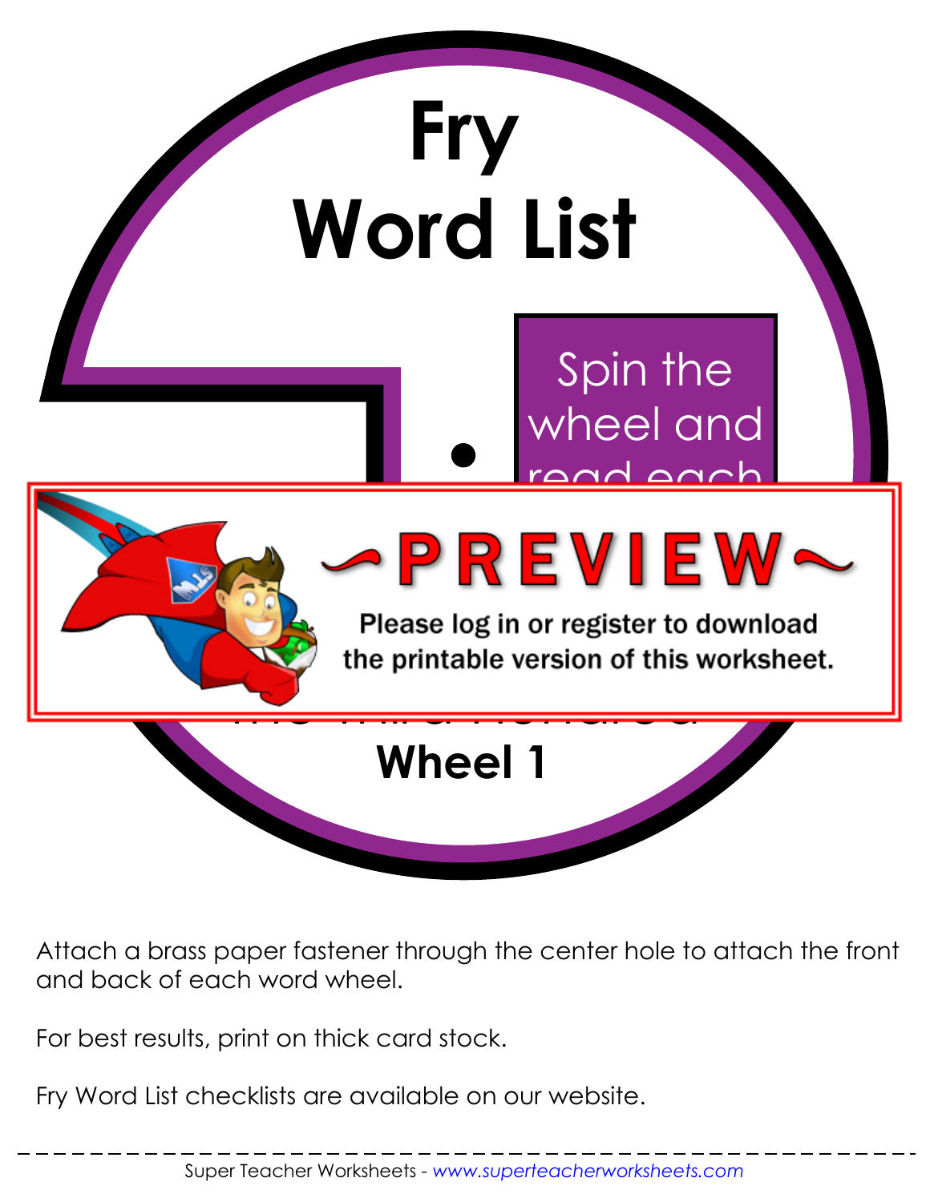# Fry Word List

Spin the wheel and read each

~PREVIEW~

Please log in or register to download the printable version of this worksheet.

**Wheel 1**

Attach a brass paper fastener through the center hole to attach the front and back of each word wheel.

For best results, print on thick card stock.

Fry Word List checklists are available on our website.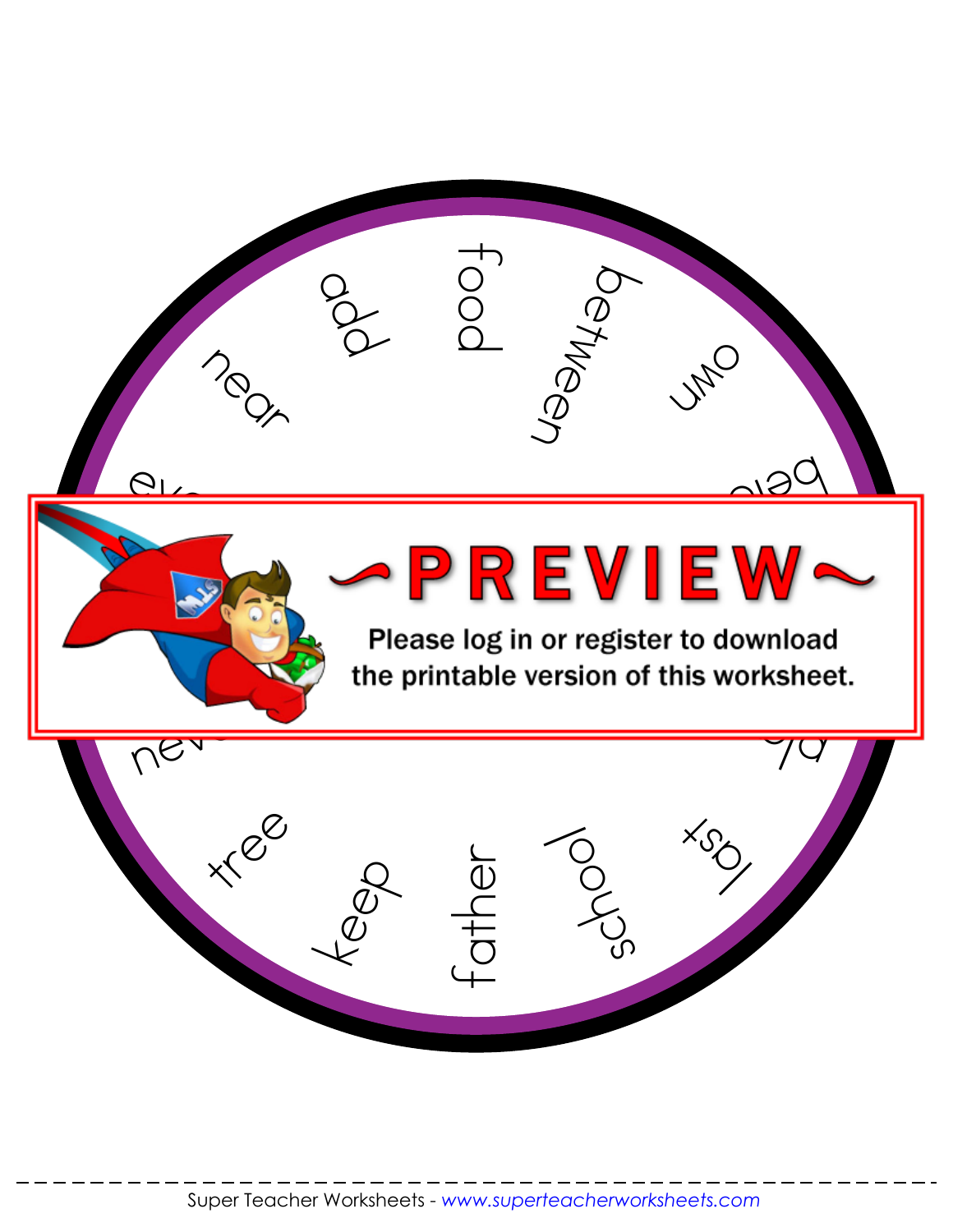add

food

between

own

near

tree

keep

father

school

last

~PREVIEW~

Please log in or register to download the printable version of this worksheet.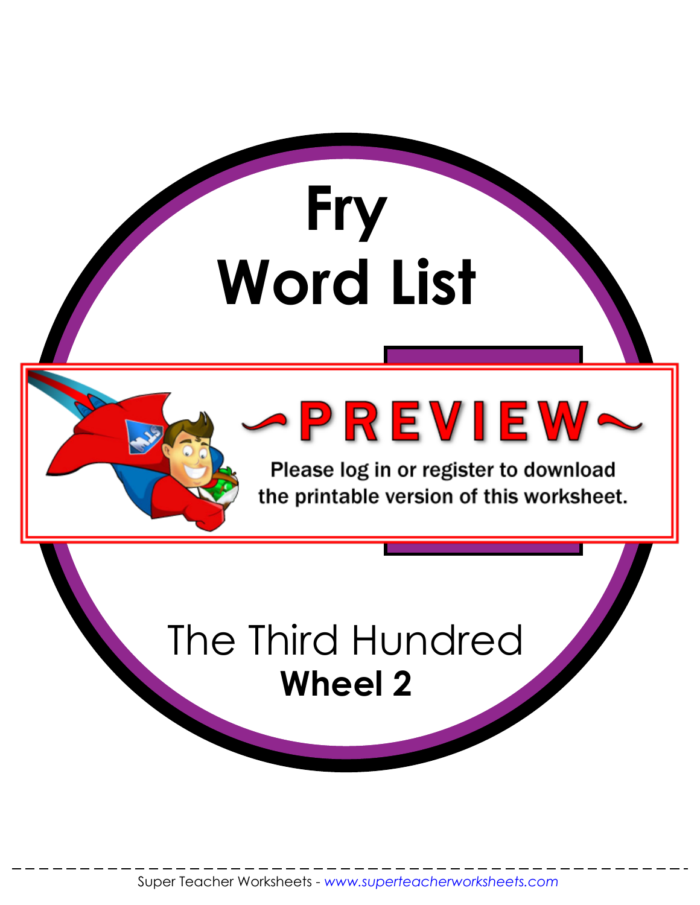# Fry Word List

~PREVIEW~

Please log in or register to download the printable version of this worksheet.

The Third Hundred

**Wheel 2**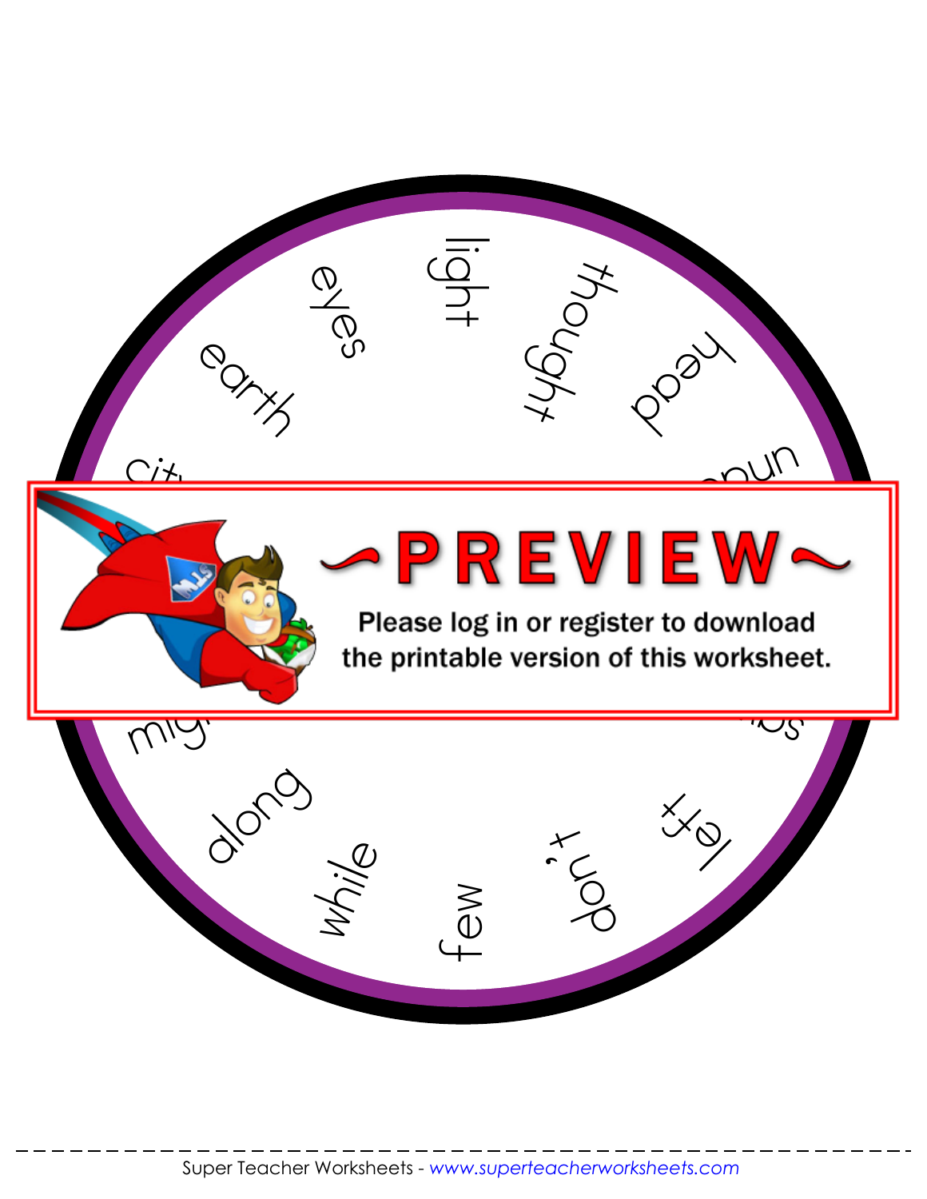light

thought

head

und...

eyes

earth

cit...

~PREVIEW~

Please log in or register to download the printable version of this worksheet.

mig...

...s

along

while

few

don't

left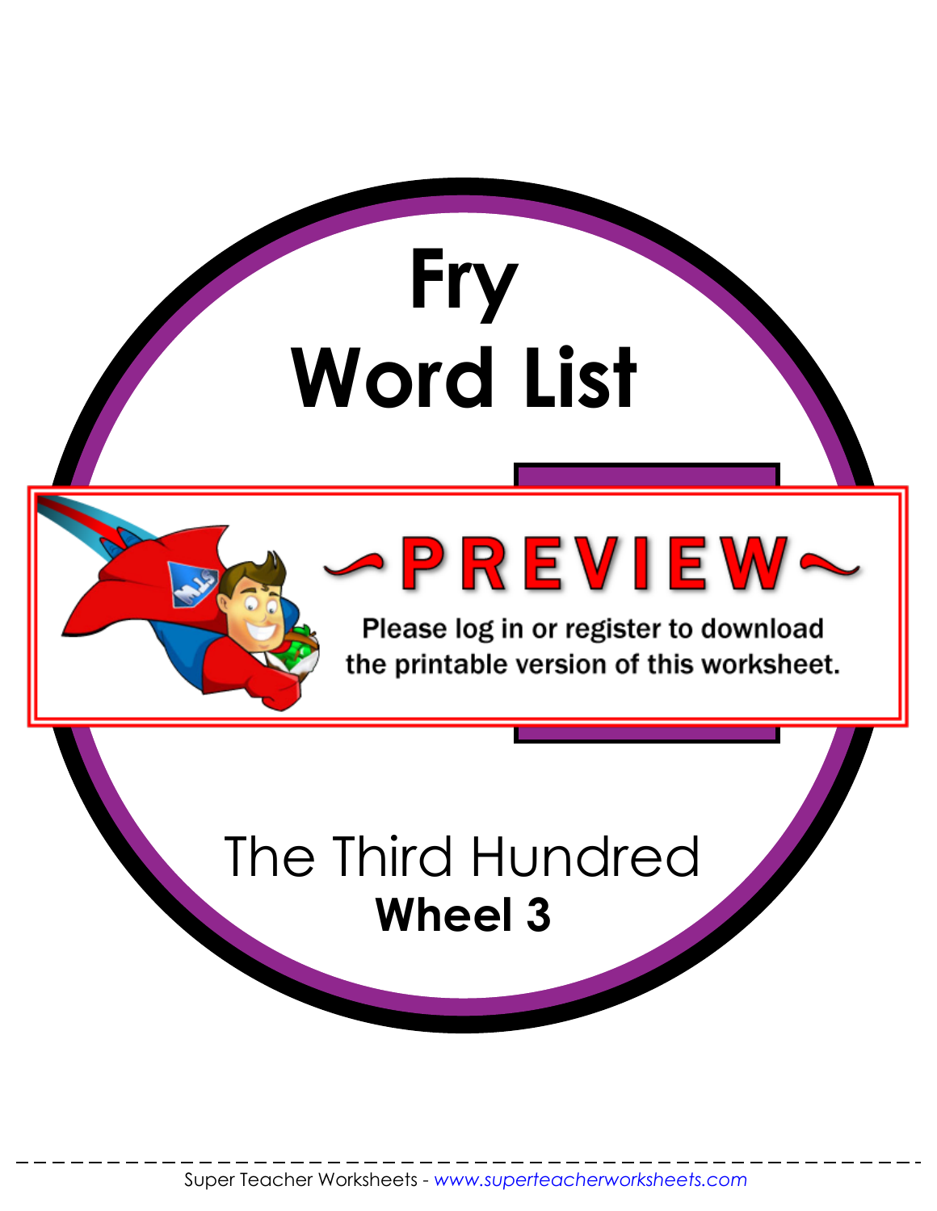# Fry Word List

## The Third Hundred

**Wheel 3**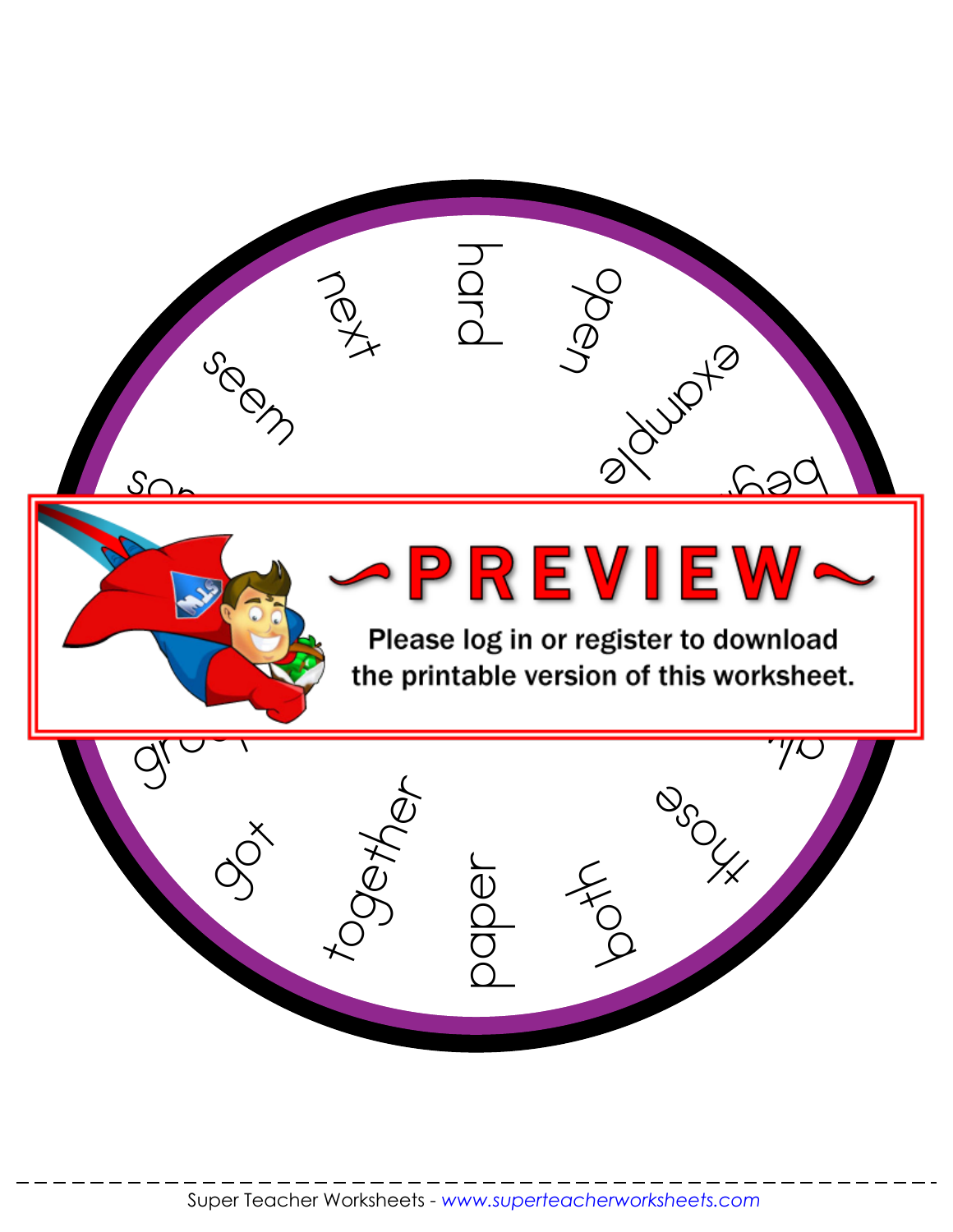next

hard

open

seem

example

beg

gro

got

together

paper

both

those

~PREVIEW~

Please log in or register to download the printable version of this worksheet.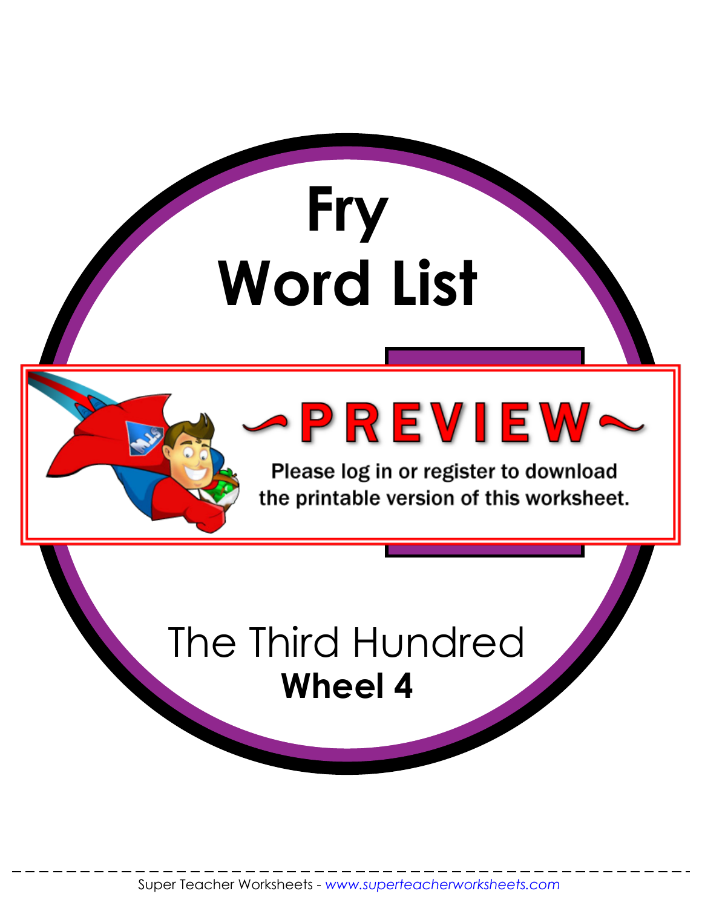# Fry Word List

## The Third Hundred

**Wheel 4**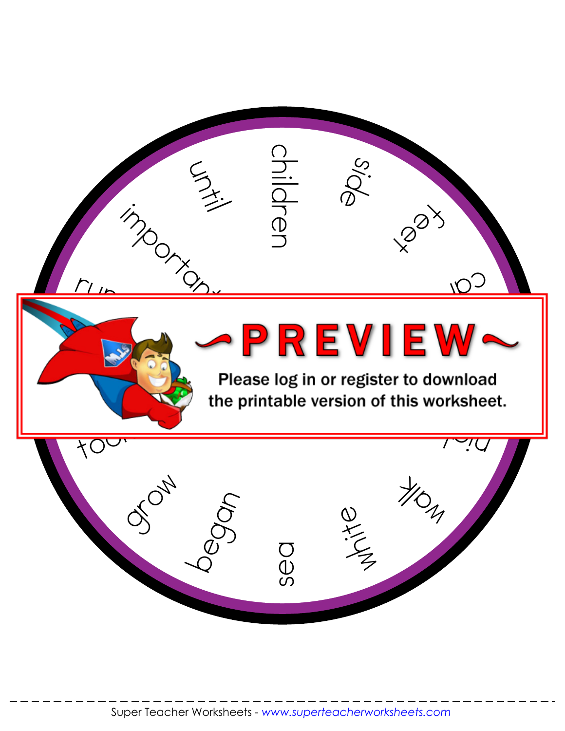until

children

side

important

feet

ru

ca

~PREVIEW~

Please log in or register to download the printable version of this worksheet.

foo

pi

grow

walk

began

white

sea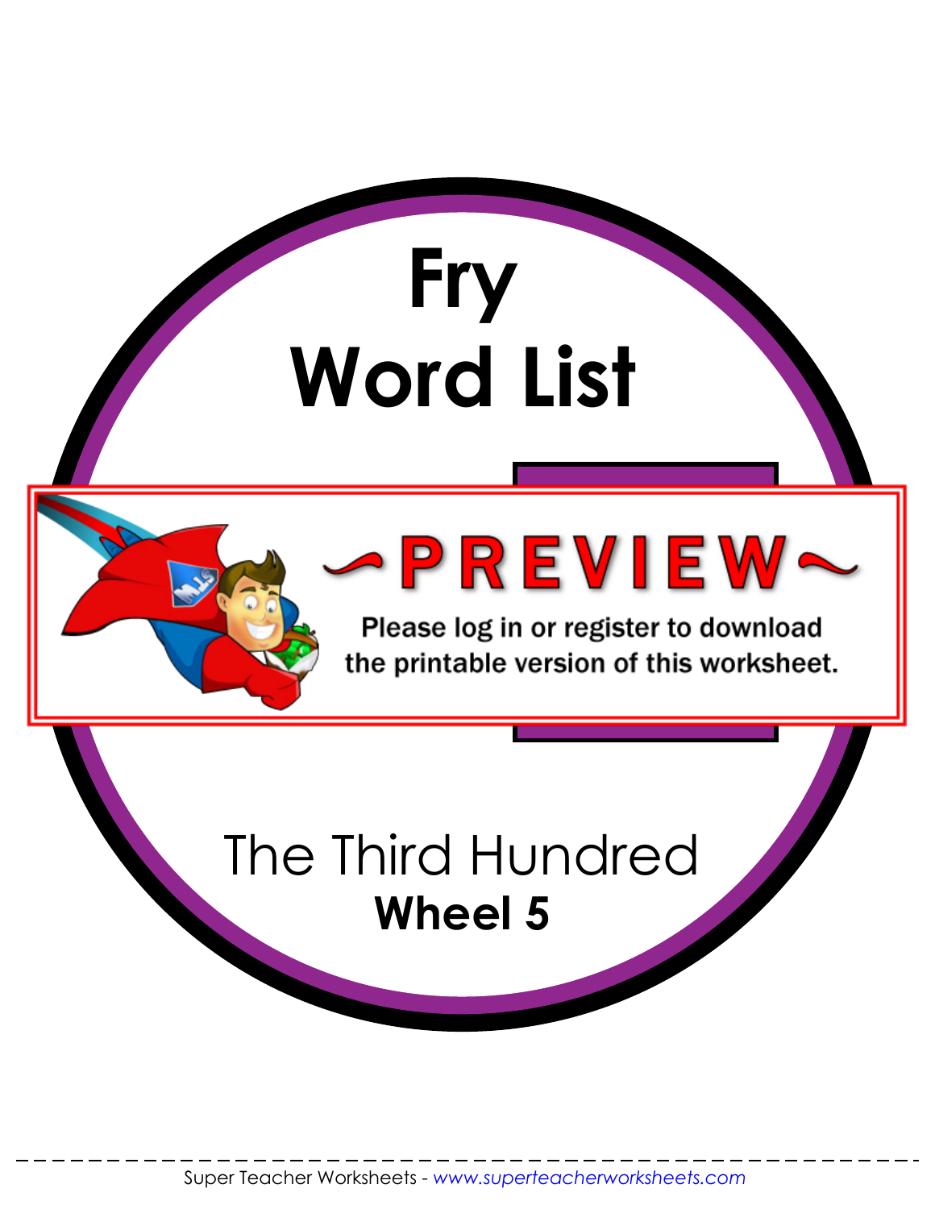# Fry Word List

## The Third Hundred

**Wheel 5**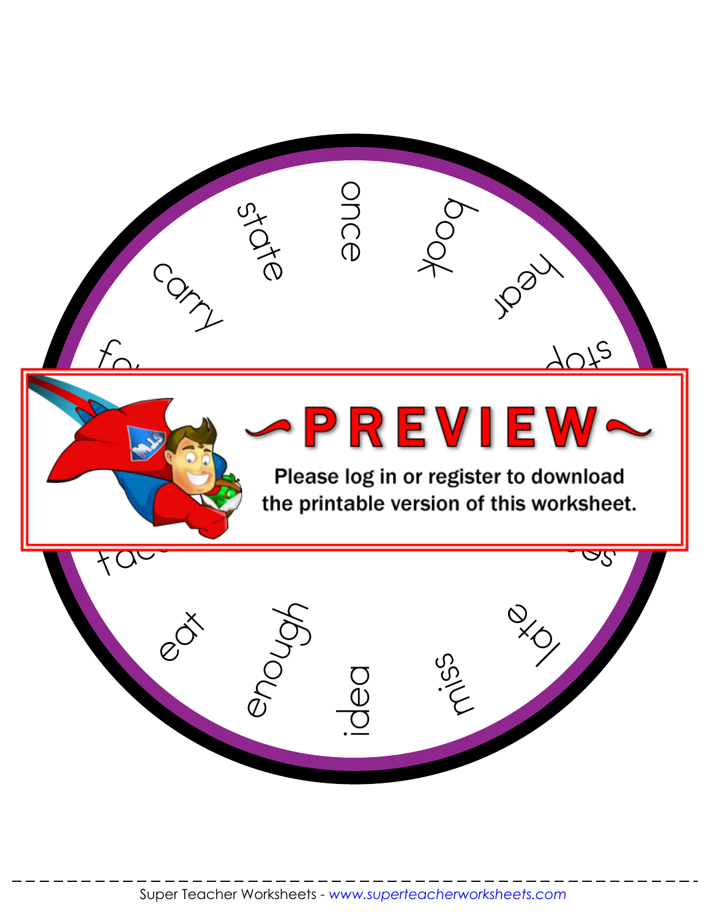state

once

book

hear

stop

carry

fa

~PREVIEW~

Please log in or register to download the printable version of this worksheet.

fac

eat

enough

idea

miss

late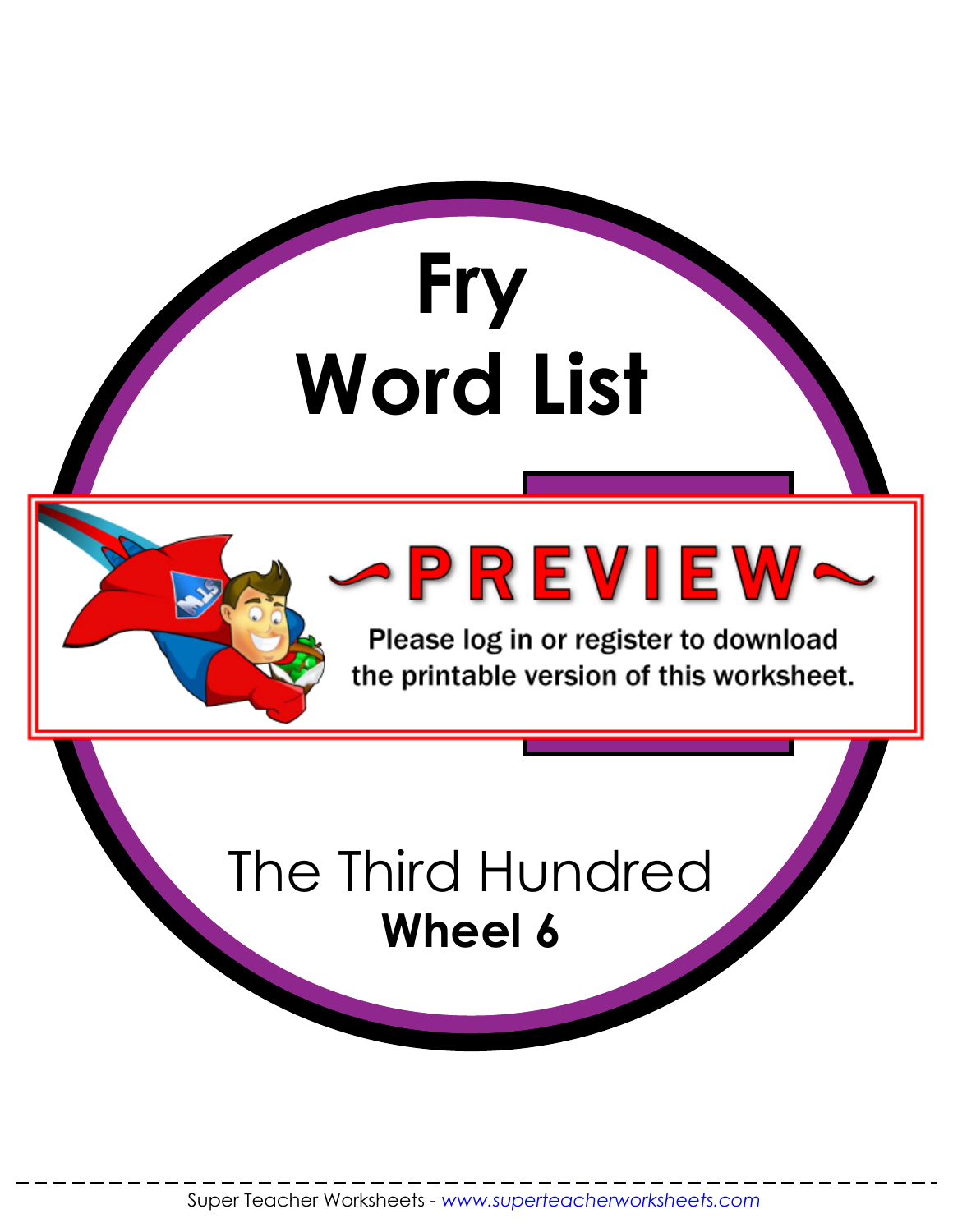# Fry Word List

~PREVIEW~

Please log in or register to download the printable version of this worksheet.

The Third Hundred

**Wheel 6**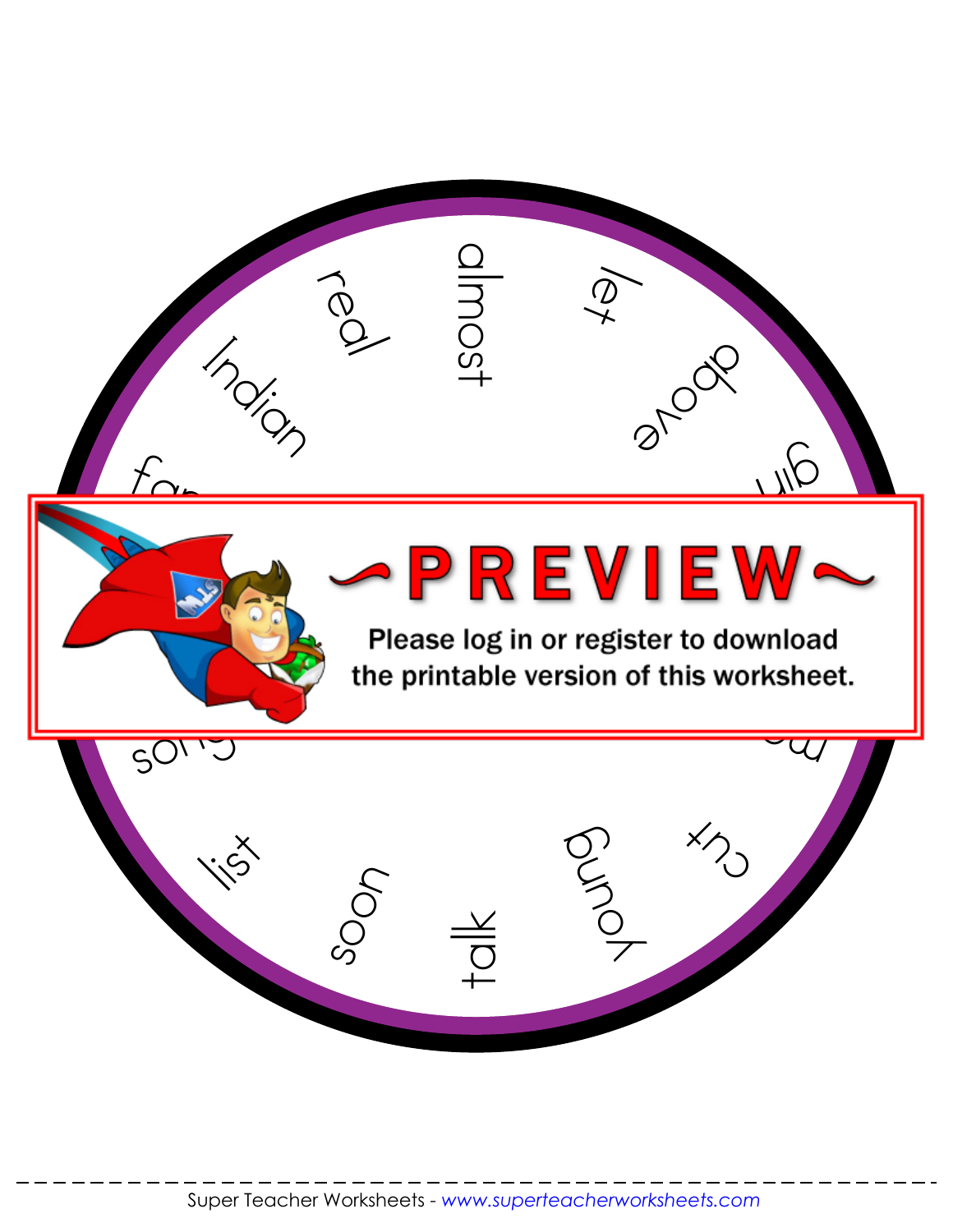almost

let

above

girl

real

Indian

far

~PREVIEW~

Please log in or register to download the printable version of this worksheet.

list

soon

talk

young

cut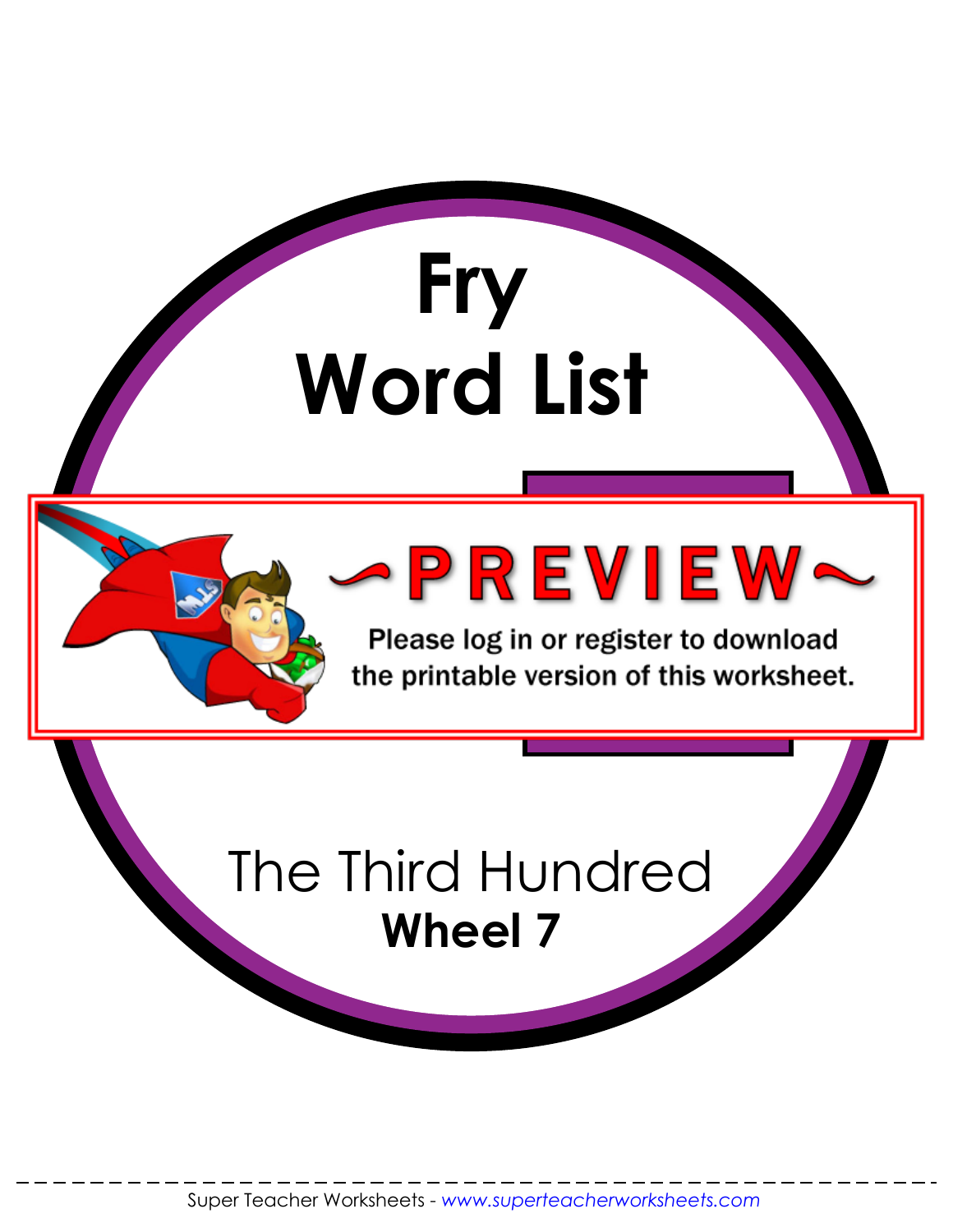# Fry Word List

## The Third Hundred

**Wheel 7**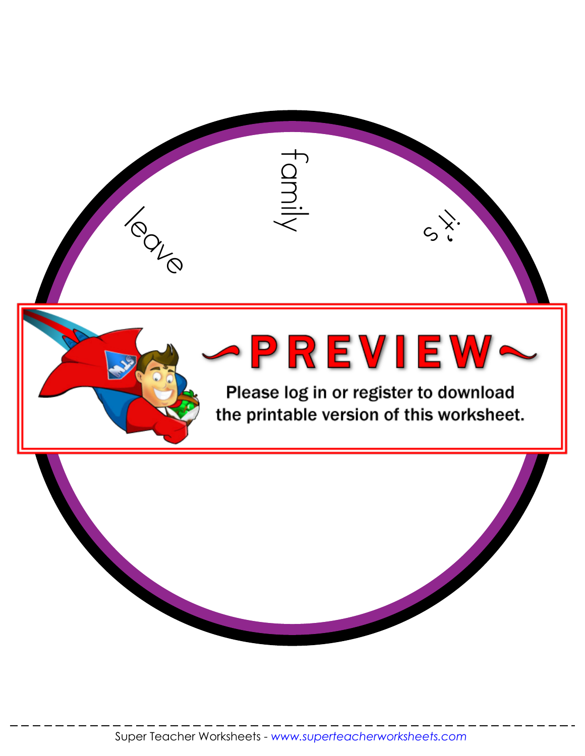leave

family

it's